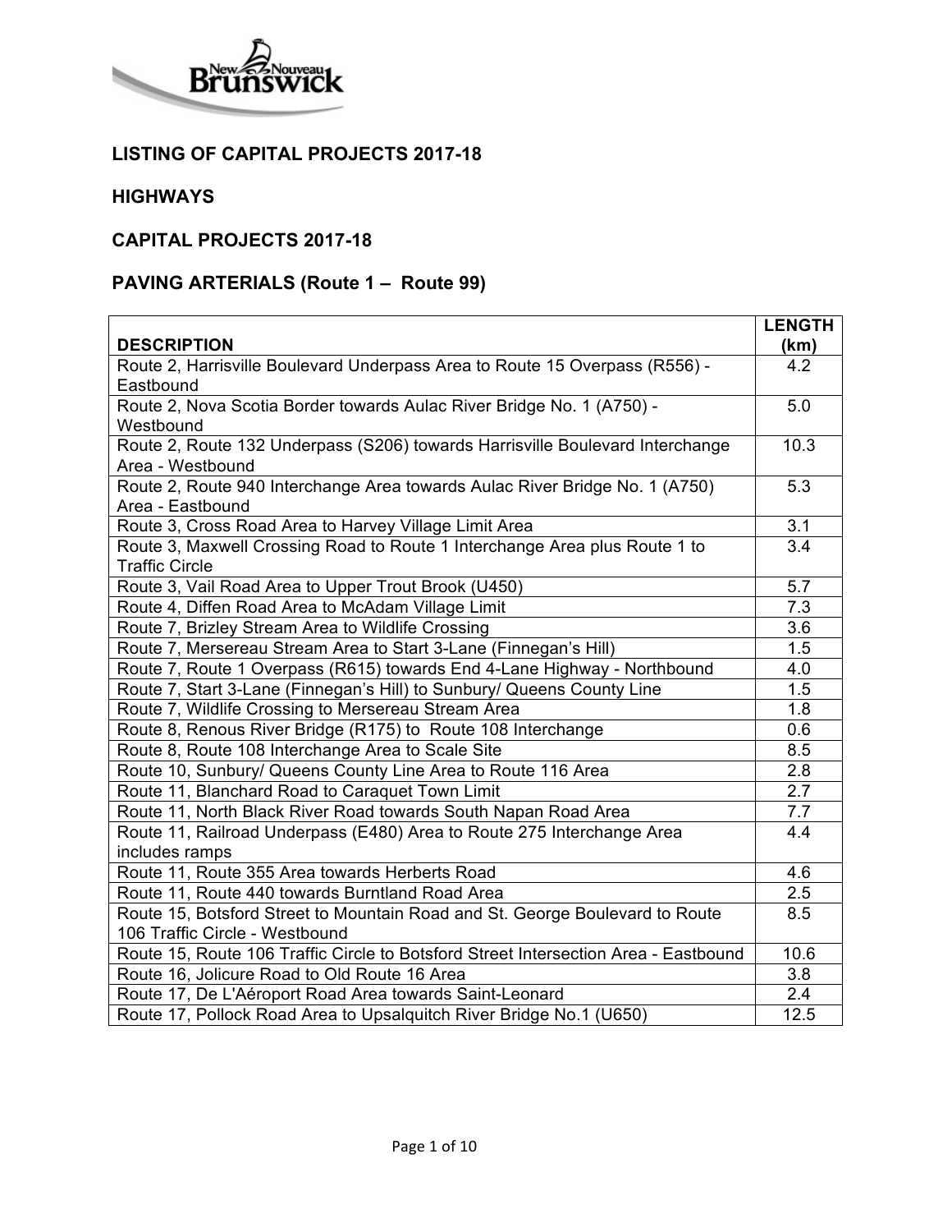## LISTING OF CAPITAL PROJECTS 2017-18

## HIGHWAYS

## CAPITAL PROJECTS 2017-18

## PAVING ARTERIALS (Route 1 – Route 99)

| DESCRIPTION | LENGTH (km) |
|---|---|
| Route 2, Harrisville Boulevard Underpass Area to Route 15 Overpass (R556) - Eastbound | 4.2 |
| Route 2, Nova Scotia Border towards Aulac River Bridge No. 1 (A750) - Westbound | 5.0 |
| Route 2, Route 132 Underpass (S206) towards Harrisville Boulevard Interchange Area - Westbound | 10.3 |
| Route 2, Route 940 Interchange Area towards Aulac River Bridge No. 1 (A750) Area - Eastbound | 5.3 |
| Route 3, Cross Road Area to Harvey Village Limit Area | 3.1 |
| Route 3, Maxwell Crossing Road to Route 1 Interchange Area plus Route 1 to Traffic Circle | 3.4 |
| Route 3, Vail Road Area to Upper Trout Brook (U450) | 5.7 |
| Route 4, Diffen Road Area to McAdam Village Limit | 7.3 |
| Route 7, Brizley Stream Area to Wildlife Crossing | 3.6 |
| Route 7, Mersereau Stream Area to Start 3-Lane (Finnegan's Hill) | 1.5 |
| Route 7, Route 1 Overpass (R615) towards End 4-Lane Highway - Northbound | 4.0 |
| Route 7, Start 3-Lane (Finnegan's Hill) to Sunbury/ Queens County Line | 1.5 |
| Route 7, Wildlife Crossing to Mersereau Stream Area | 1.8 |
| Route 8, Renous River Bridge (R175) to Route 108 Interchange | 0.6 |
| Route 8, Route 108 Interchange Area to Scale Site | 8.5 |
| Route 10, Sunbury/ Queens County Line Area to Route 116 Area | 2.8 |
| Route 11, Blanchard Road to Caraquet Town Limit | 2.7 |
| Route 11, North Black River Road towards South Napan Road Area | 7.7 |
| Route 11, Railroad Underpass (E480) Area to Route 275 Interchange Area includes ramps | 4.4 |
| Route 11, Route 355 Area towards Herberts Road | 4.6 |
| Route 11, Route 440 towards Burntland Road Area | 2.5 |
| Route 15, Botsford Street to Mountain Road and St. George Boulevard to Route 106 Traffic Circle - Westbound | 8.5 |
| Route 15, Route 106 Traffic Circle to Botsford Street Intersection Area - Eastbound | 10.6 |
| Route 16, Jolicure Road to Old Route 16 Area | 3.8 |
| Route 17, De L'Aéroport Road Area towards Saint-Leonard | 2.4 |
| Route 17, Pollock Road Area to Upsalquitch River Bridge No.1 (U650) | 12.5 |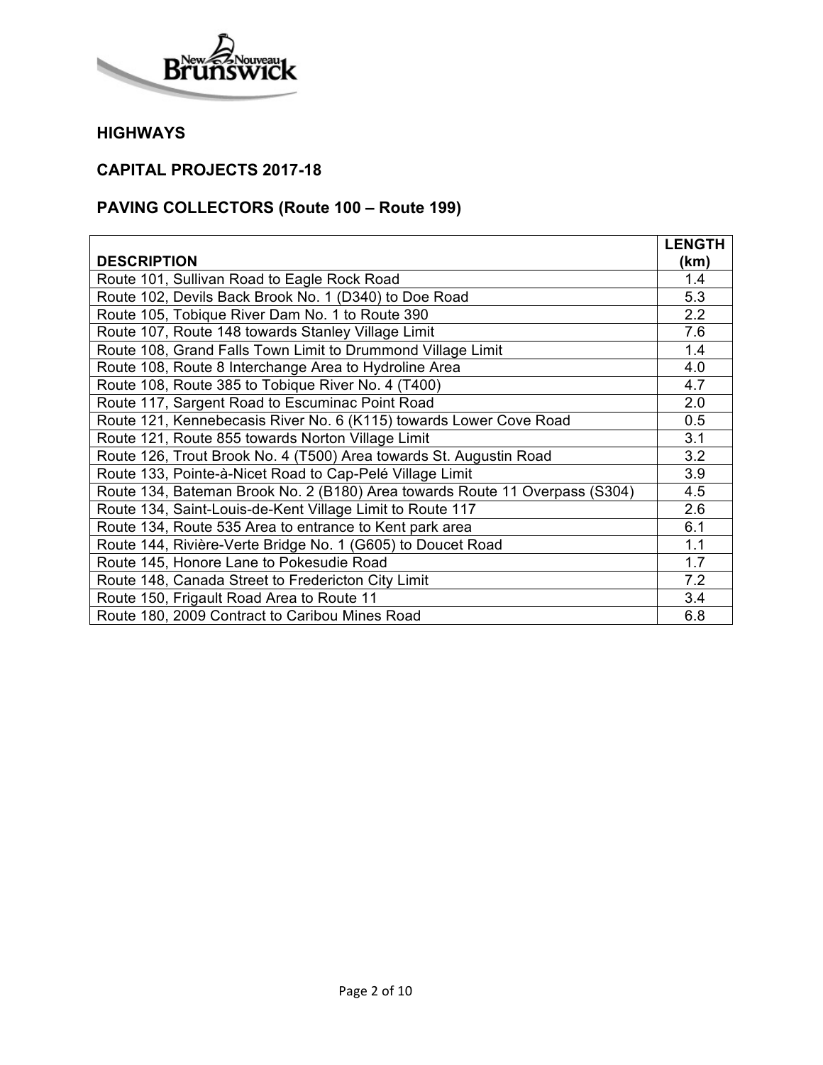## HIGHWAYS

## CAPITAL PROJECTS 2017-18

## PAVING COLLECTORS (Route 100 – Route 199)

| DESCRIPTION | LENGTH (km) |
|---|---|
| Route 101, Sullivan Road to Eagle Rock Road | 1.4 |
| Route 102, Devils Back Brook No. 1 (D340) to Doe Road | 5.3 |
| Route 105, Tobique River Dam No. 1 to Route 390 | 2.2 |
| Route 107, Route 148 towards Stanley Village Limit | 7.6 |
| Route 108, Grand Falls Town Limit to Drummond Village Limit | 1.4 |
| Route 108, Route 8 Interchange Area to Hydroline Area | 4.0 |
| Route 108, Route 385 to Tobique River No. 4 (T400) | 4.7 |
| Route 117, Sargent Road to Escuminac Point Road | 2.0 |
| Route 121, Kennebecasis River No. 6 (K115) towards Lower Cove Road | 0.5 |
| Route 121, Route 855 towards Norton Village Limit | 3.1 |
| Route 126, Trout Brook No. 4 (T500) Area towards St. Augustin Road | 3.2 |
| Route 133, Pointe-à-Nicet Road to Cap-Pelé Village Limit | 3.9 |
| Route 134, Bateman Brook No. 2 (B180) Area towards Route 11 Overpass (S304) | 4.5 |
| Route 134, Saint-Louis-de-Kent Village Limit to Route 117 | 2.6 |
| Route 134, Route 535 Area to entrance to Kent park area | 6.1 |
| Route 144, Rivière-Verte Bridge No. 1 (G605) to Doucet Road | 1.1 |
| Route 145, Honore Lane to Pokesudie Road | 1.7 |
| Route 148, Canada Street to Fredericton City Limit | 7.2 |
| Route 150, Frigault Road Area to Route 11 | 3.4 |
| Route 180, 2009 Contract to Caribou Mines Road | 6.8 |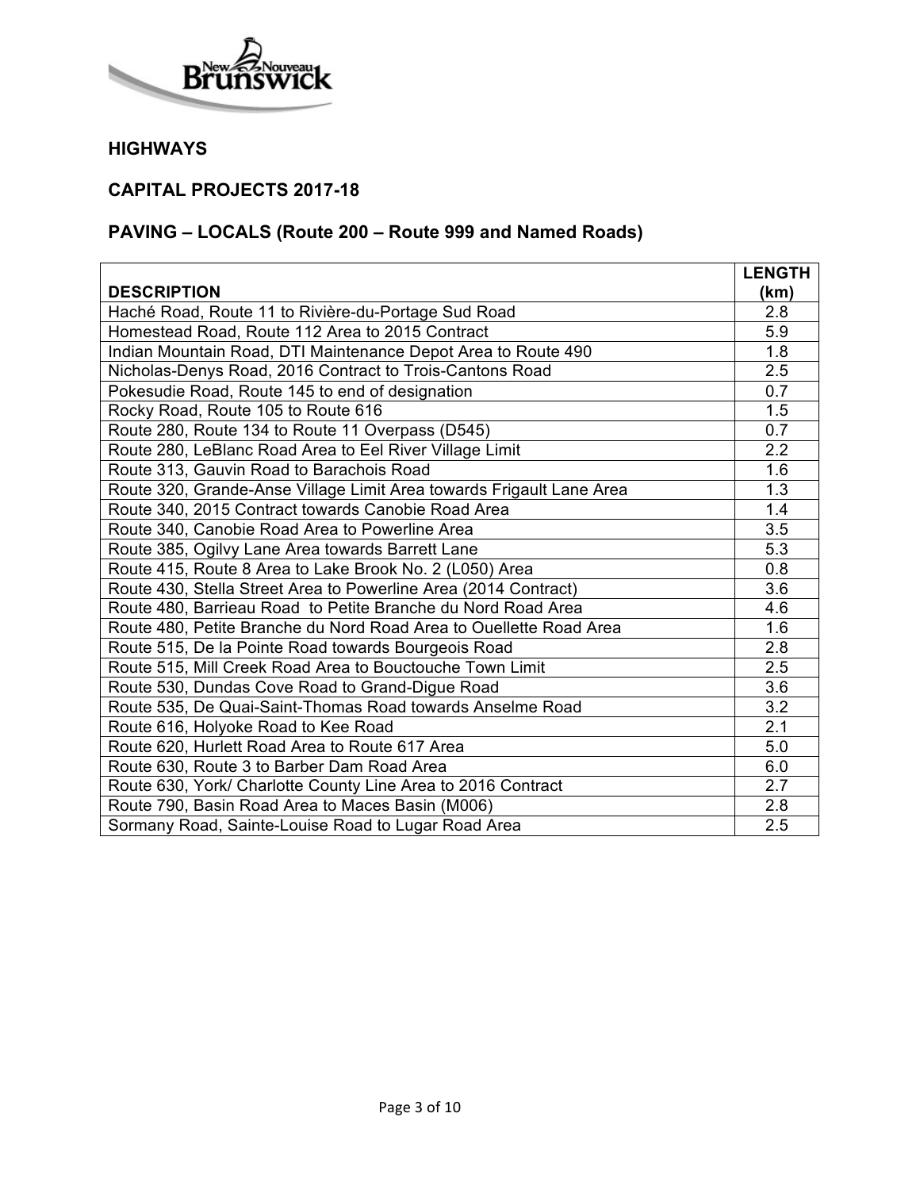## HIGHWAYS

## CAPITAL PROJECTS 2017-18

## PAVING – LOCALS (Route 200 – Route 999 and Named Roads)

| DESCRIPTION | LENGTH (km) |
|---|---|
| Haché Road, Route 11 to Rivière-du-Portage Sud Road | 2.8 |
| Homestead Road, Route 112 Area to 2015 Contract | 5.9 |
| Indian Mountain Road, DTI Maintenance Depot Area to Route 490 | 1.8 |
| Nicholas-Denys Road, 2016 Contract to Trois-Cantons Road | 2.5 |
| Pokesudie Road, Route 145 to end of designation | 0.7 |
| Rocky Road, Route 105 to Route 616 | 1.5 |
| Route 280, Route 134 to Route 11 Overpass (D545) | 0.7 |
| Route 280, LeBlanc Road Area to Eel River Village Limit | 2.2 |
| Route 313, Gauvin Road to Barachois Road | 1.6 |
| Route 320, Grande-Anse Village Limit Area towards Frigault Lane Area | 1.3 |
| Route 340, 2015 Contract towards Canobie Road Area | 1.4 |
| Route 340, Canobie Road Area to Powerline Area | 3.5 |
| Route 385, Ogilvy Lane Area towards Barrett Lane | 5.3 |
| Route 415, Route 8 Area to Lake Brook No. 2 (L050) Area | 0.8 |
| Route 430, Stella Street Area to Powerline Area (2014 Contract) | 3.6 |
| Route 480, Barrieau Road to Petite Branche du Nord Road Area | 4.6 |
| Route 480, Petite Branche du Nord Road Area to Ouellette Road Area | 1.6 |
| Route 515, De la Pointe Road towards Bourgeois Road | 2.8 |
| Route 515, Mill Creek Road Area to Bouctouche Town Limit | 2.5 |
| Route 530, Dundas Cove Road to Grand-Digue Road | 3.6 |
| Route 535, De Quai-Saint-Thomas Road towards Anselme Road | 3.2 |
| Route 616, Holyoke Road to Kee Road | 2.1 |
| Route 620, Hurlett Road Area to Route 617 Area | 5.0 |
| Route 630, Route 3 to Barber Dam Road Area | 6.0 |
| Route 630, York/ Charlotte County Line Area to 2016 Contract | 2.7 |
| Route 790, Basin Road Area to Maces Basin (M006) | 2.8 |
| Sormany Road, Sainte-Louise Road to Lugar Road Area | 2.5 |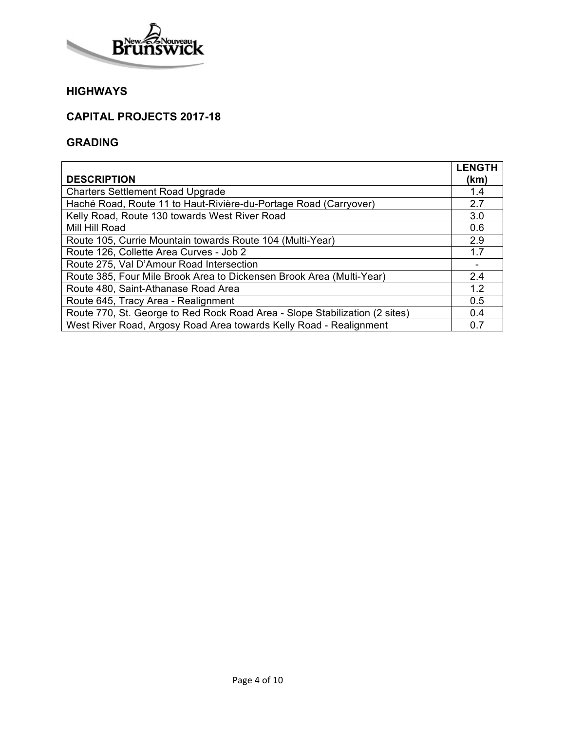## HIGHWAYS

## CAPITAL PROJECTS 2017-18

## GRADING

| DESCRIPTION | LENGTH (km) |
|---|---|
| Charters Settlement Road Upgrade | 1.4 |
| Haché Road, Route 11 to Haut-Rivière-du-Portage Road (Carryover) | 2.7 |
| Kelly Road, Route 130 towards West River Road | 3.0 |
| Mill Hill Road | 0.6 |
| Route 105, Currie Mountain towards Route 104 (Multi-Year) | 2.9 |
| Route 126, Collette Area Curves - Job 2 | 1.7 |
| Route 275, Val D'Amour Road Intersection | - |
| Route 385, Four Mile Brook Area to Dickensen Brook Area (Multi-Year) | 2.4 |
| Route 480, Saint-Athanase Road Area | 1.2 |
| Route 645, Tracy Area - Realignment | 0.5 |
| Route 770, St. George to Red Rock Road Area - Slope Stabilization (2 sites) | 0.4 |
| West River Road, Argosy Road Area towards Kelly Road - Realignment | 0.7 |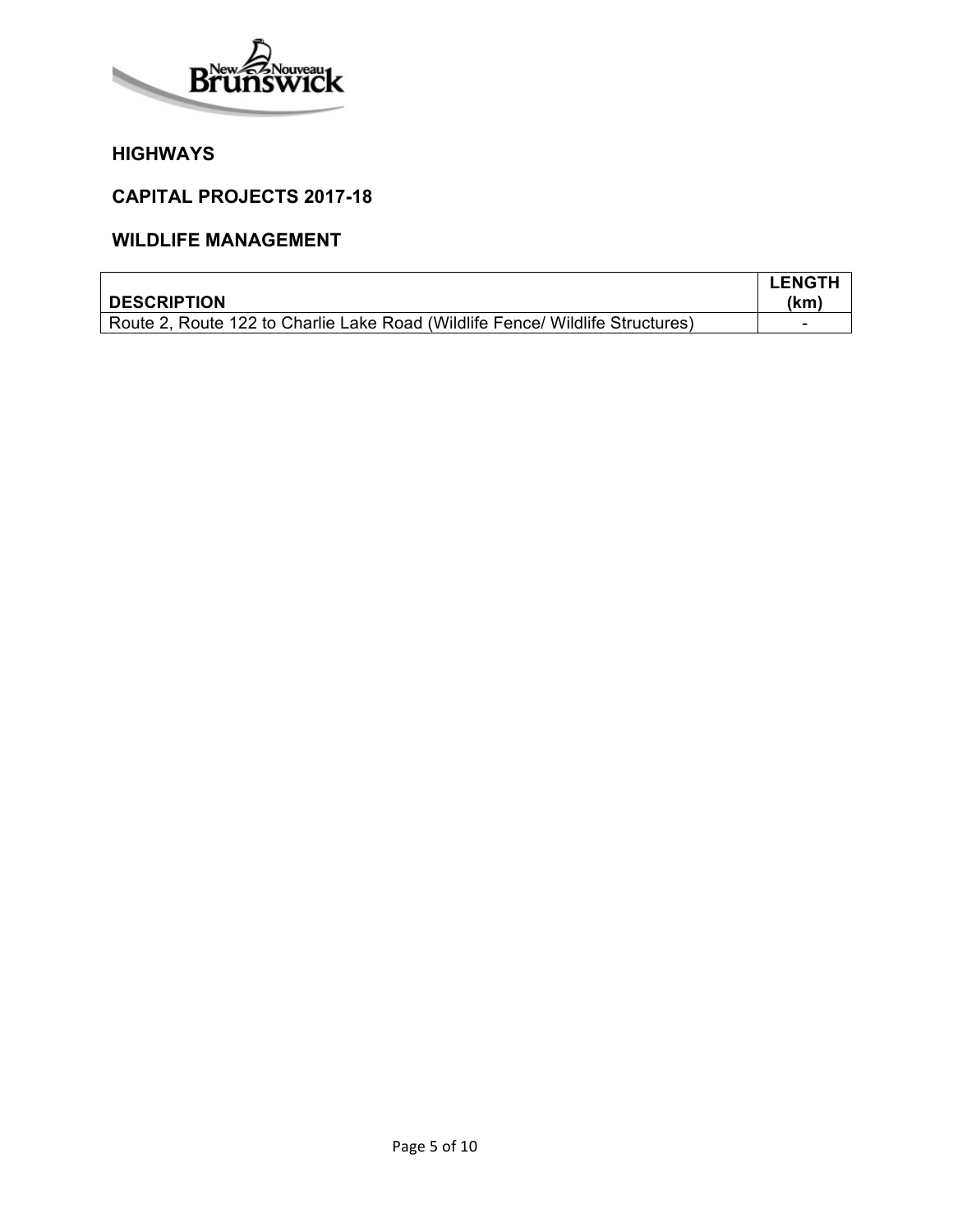## HIGHWAYS

## CAPITAL PROJECTS 2017-18

## WILDLIFE MANAGEMENT

| DESCRIPTION | LENGTH (km) |
|---|---|
| Route 2, Route 122 to Charlie Lake Road (Wildlife Fence/ Wildlife Structures) | - |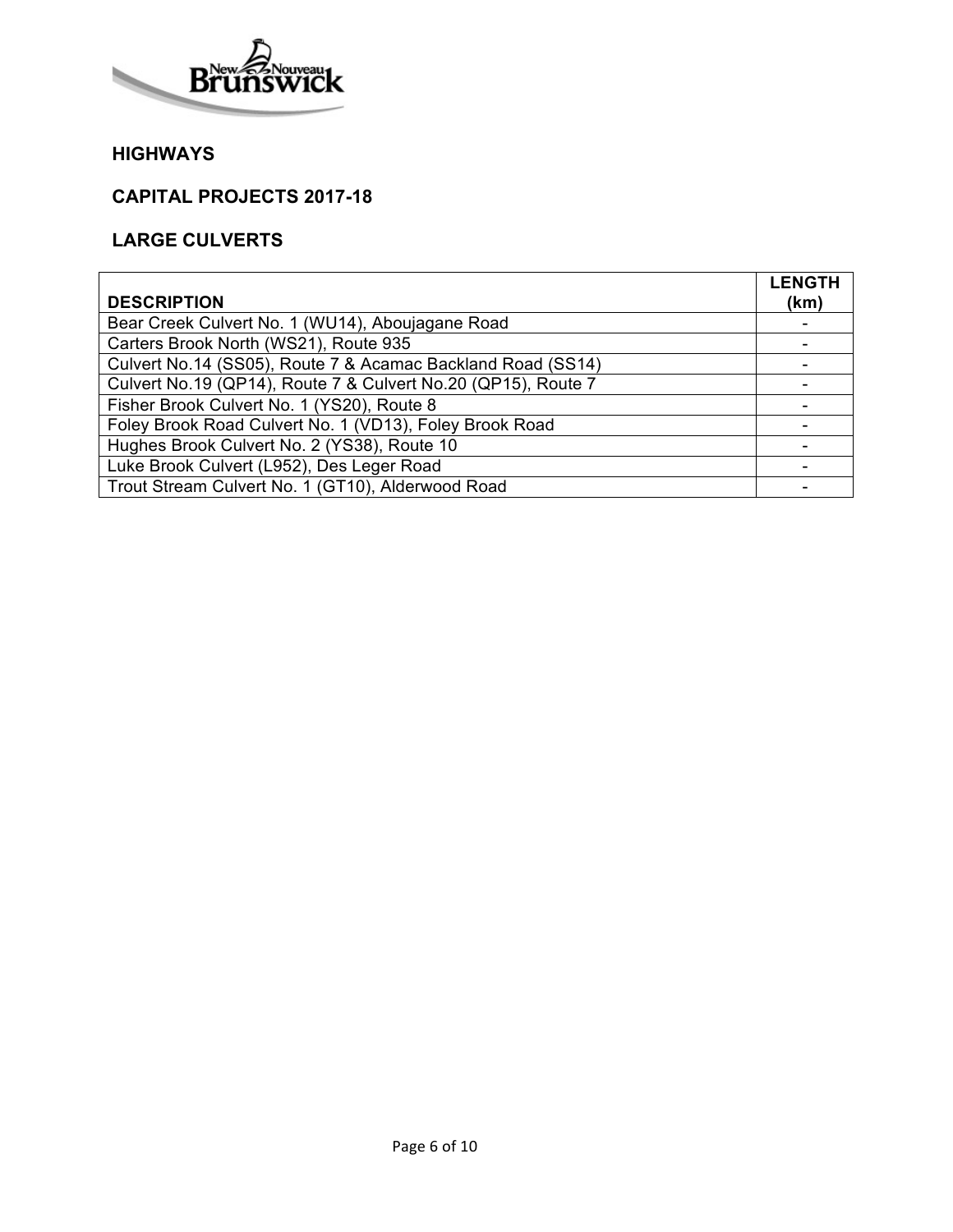## HIGHWAYS

## CAPITAL PROJECTS 2017-18

## LARGE CULVERTS

| DESCRIPTION | LENGTH (km) |
|---|---|
| Bear Creek Culvert No. 1 (WU14), Aboujagane Road | - |
| Carters Brook North (WS21), Route 935 | - |
| Culvert No.14 (SS05), Route 7 & Acamac Backland Road (SS14) | - |
| Culvert No.19 (QP14), Route 7 & Culvert No.20 (QP15), Route 7 | - |
| Fisher Brook Culvert No. 1 (YS20), Route 8 | - |
| Foley Brook Road Culvert No. 1 (VD13), Foley Brook Road | - |
| Hughes Brook Culvert No. 2 (YS38), Route 10 | - |
| Luke Brook Culvert (L952), Des Leger Road | - |
| Trout Stream Culvert No. 1 (GT10), Alderwood Road | - |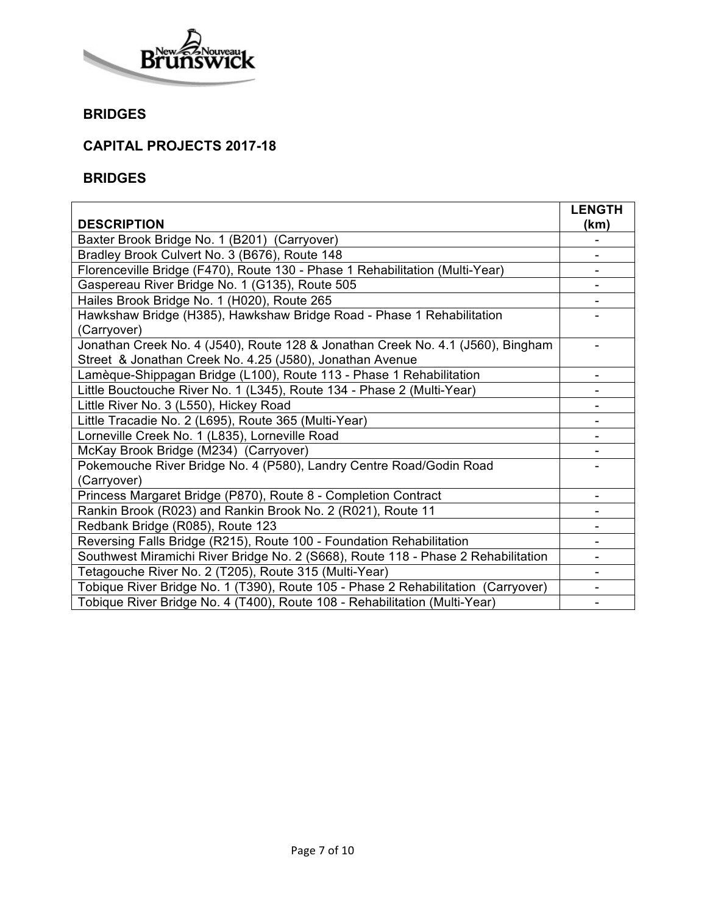## BRIDGES

## CAPITAL PROJECTS 2017-18

## BRIDGES

| DESCRIPTION | LENGTH (km) |
|---|---|
| Baxter Brook Bridge No. 1 (B201) (Carryover) | - |
| Bradley Brook Culvert No. 3 (B676), Route 148 | - |
| Florenceville Bridge (F470), Route 130 - Phase 1 Rehabilitation (Multi-Year) | - |
| Gaspereau River Bridge No. 1 (G135), Route 505 | - |
| Hailes Brook Bridge No. 1 (H020), Route 265 | - |
| Hawkshaw Bridge (H385), Hawkshaw Bridge Road - Phase 1 Rehabilitation (Carryover) | - |
| Jonathan Creek No. 4 (J540), Route 128 & Jonathan Creek No. 4.1 (J560), Bingham Street & Jonathan Creek No. 4.25 (J580), Jonathan Avenue | - |
| Lamèque-Shippagan Bridge (L100), Route 113 - Phase 1 Rehabilitation | - |
| Little Bouctouche River No. 1 (L345), Route 134 - Phase 2 (Multi-Year) | - |
| Little River No. 3 (L550), Hickey Road | - |
| Little Tracadie No. 2 (L695), Route 365 (Multi-Year) | - |
| Lorneville Creek No. 1 (L835), Lorneville Road | - |
| McKay Brook Bridge (M234) (Carryover) | - |
| Pokemouche River Bridge No. 4 (P580), Landry Centre Road/Godin Road (Carryover) | - |
| Princess Margaret Bridge (P870), Route 8 - Completion Contract | - |
| Rankin Brook (R023) and Rankin Brook No. 2 (R021), Route 11 | - |
| Redbank Bridge (R085), Route 123 | - |
| Reversing Falls Bridge (R215), Route 100 - Foundation Rehabilitation | - |
| Southwest Miramichi River Bridge No. 2 (S668), Route 118 - Phase 2 Rehabilitation | - |
| Tetagouche River No. 2 (T205), Route 315 (Multi-Year) | - |
| Tobique River Bridge No. 1 (T390), Route 105 - Phase 2 Rehabilitation (Carryover) | - |
| Tobique River Bridge No. 4 (T400), Route 108 - Rehabilitation (Multi-Year) | - |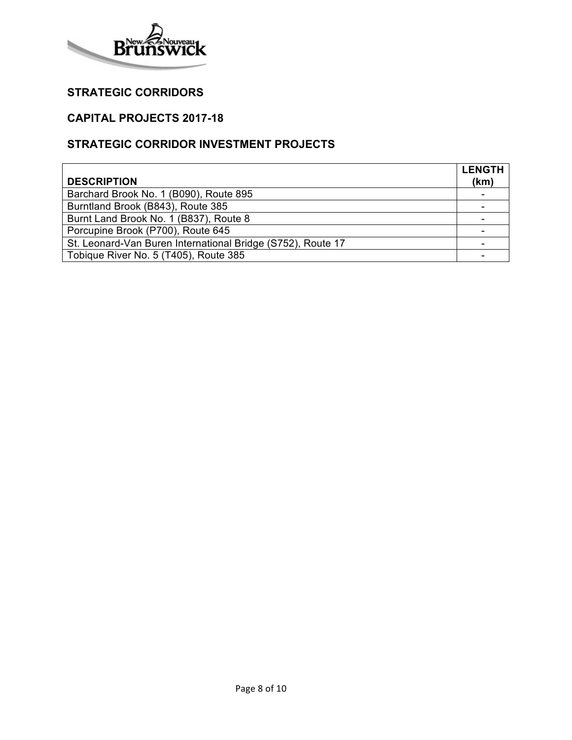## STRATEGIC CORRIDORS

## CAPITAL PROJECTS 2017-18

## STRATEGIC CORRIDOR INVESTMENT PROJECTS

| DESCRIPTION | LENGTH (km) |
| --- | --- |
| Barchard Brook No. 1 (B090), Route 895 | - |
| Burntland Brook (B843), Route 385 | - |
| Burnt Land Brook No. 1 (B837), Route 8 | - |
| Porcupine Brook (P700), Route 645 | - |
| St. Leonard-Van Buren International Bridge (S752), Route 17 | - |
| Tobique River No. 5 (T405), Route 385 | - |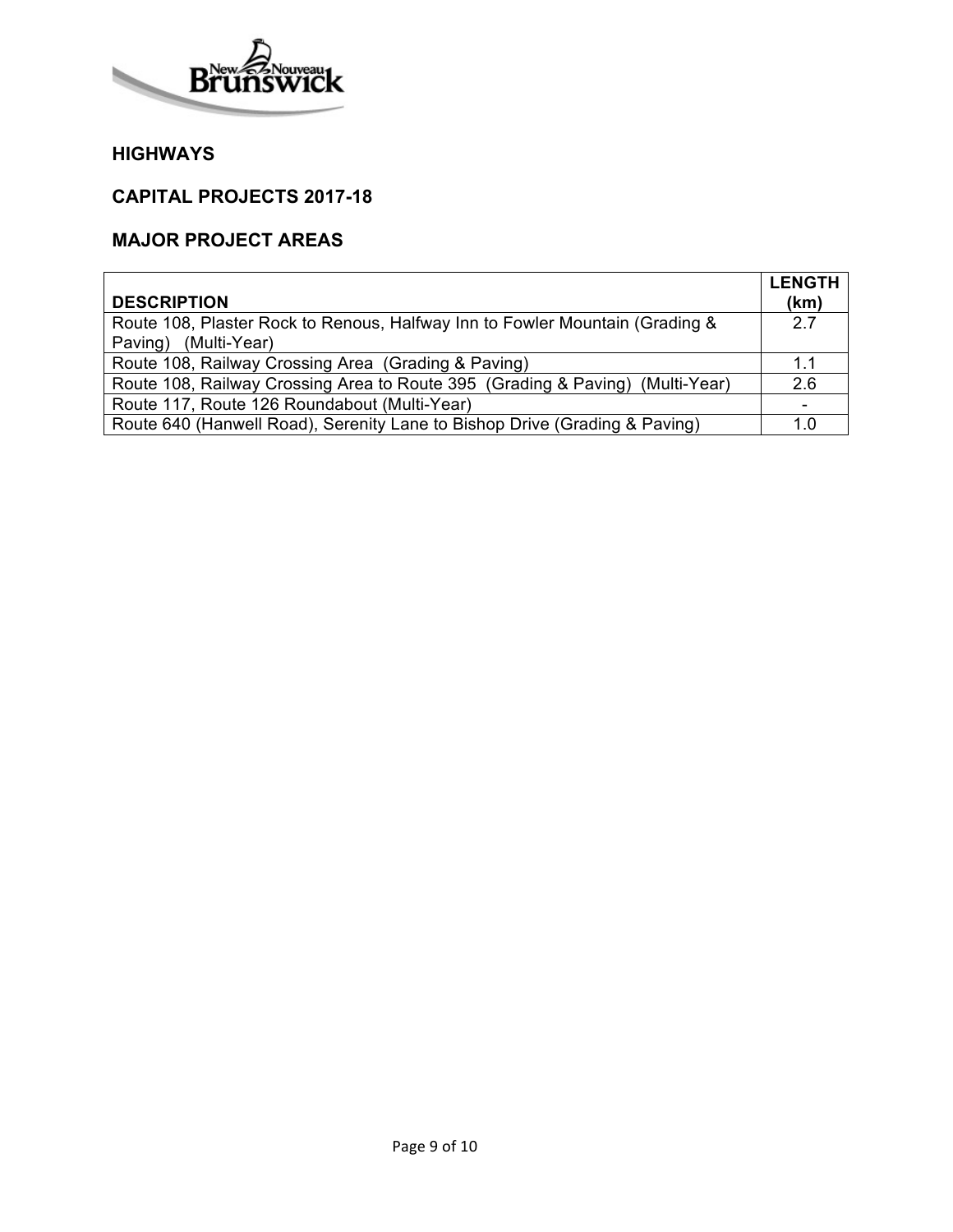## HIGHWAYS

## CAPITAL PROJECTS 2017-18

## MAJOR PROJECT AREAS

| DESCRIPTION | LENGTH (km) |
|---|---|
| Route 108, Plaster Rock to Renous, Halfway Inn to Fowler Mountain (Grading & Paving) (Multi-Year) | 2.7 |
| Route 108, Railway Crossing Area (Grading & Paving) | 1.1 |
| Route 108, Railway Crossing Area to Route 395 (Grading & Paving) (Multi-Year) | 2.6 |
| Route 117, Route 126 Roundabout (Multi-Year) | - |
| Route 640 (Hanwell Road), Serenity Lane to Bishop Drive (Grading & Paving) | 1.0 |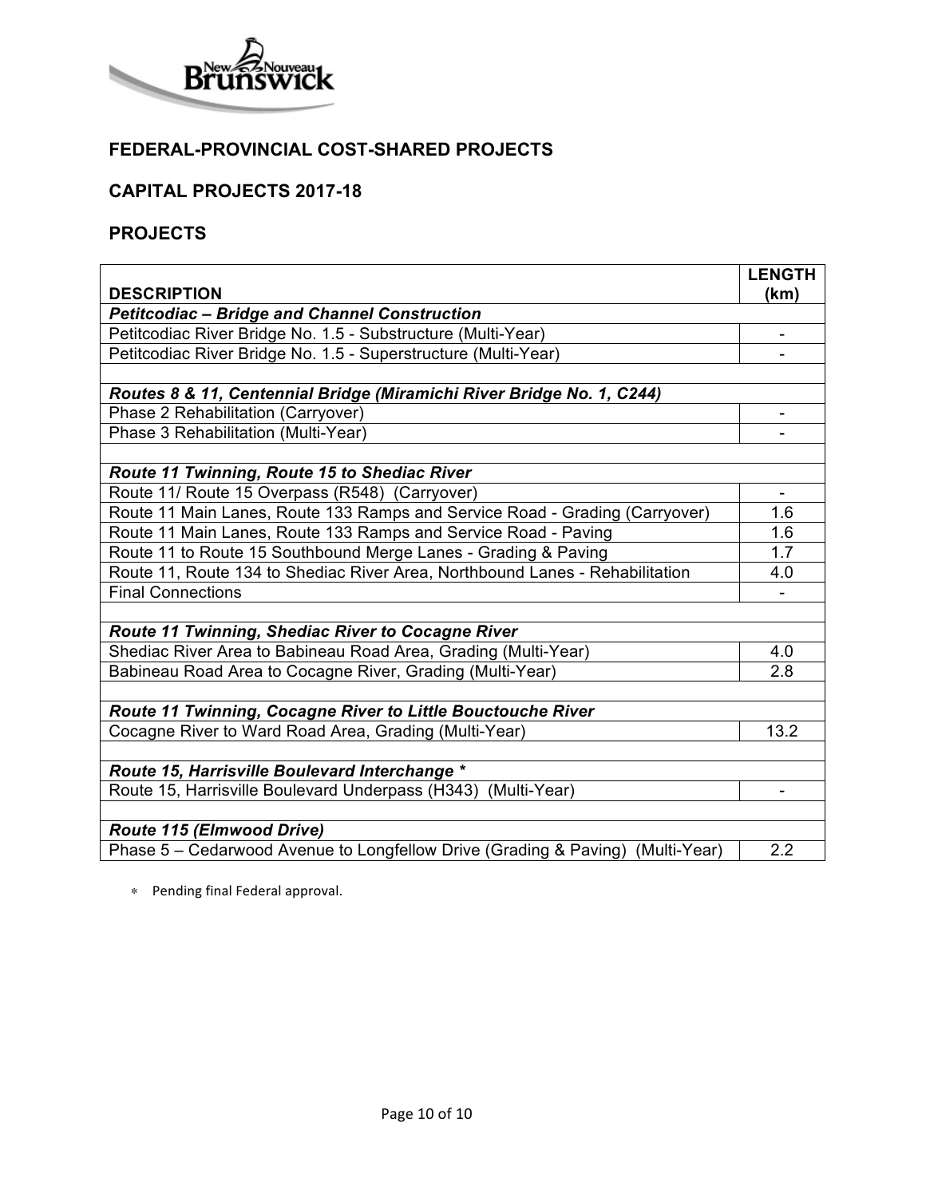## FEDERAL-PROVINCIAL COST-SHARED PROJECTS

## CAPITAL PROJECTS 2017-18

## PROJECTS

| DESCRIPTION | LENGTH (km) |
| --- | --- |
| ***Petitcodiac – Bridge and Channel Construction*** | |
| Petitcodiac River Bridge No. 1.5 - Substructure (Multi-Year) | - |
| Petitcodiac River Bridge No. 1.5 - Superstructure (Multi-Year) | - |
| | |
| ***Routes 8 & 11, Centennial Bridge (Miramichi River Bridge No. 1, C244)*** | |
| Phase 2 Rehabilitation (Carryover) | - |
| Phase 3 Rehabilitation (Multi-Year) | - |
| | |
| ***Route 11 Twinning, Route 15 to Shediac River*** | |
| Route 11/ Route 15 Overpass (R548) (Carryover) | - |
| Route 11 Main Lanes, Route 133 Ramps and Service Road - Grading (Carryover) | 1.6 |
| Route 11 Main Lanes, Route 133 Ramps and Service Road - Paving | 1.6 |
| Route 11 to Route 15 Southbound Merge Lanes - Grading & Paving | 1.7 |
| Route 11, Route 134 to Shediac River Area, Northbound Lanes - Rehabilitation | 4.0 |
| Final Connections | - |
| | |
| ***Route 11 Twinning, Shediac River to Cocagne River*** | |
| Shediac River Area to Babineau Road Area, Grading (Multi-Year) | 4.0 |
| Babineau Road Area to Cocagne River, Grading (Multi-Year) | 2.8 |
| | |
| ***Route 11 Twinning, Cocagne River to Little Bouctouche River*** | |
| Cocagne River to Ward Road Area, Grading (Multi-Year) | 13.2 |
| | |
| ***Route 15, Harrisville Boulevard Interchange **** | |
| Route 15, Harrisville Boulevard Underpass (H343) (Multi-Year) | - |
| | |
| ***Route 115 (Elmwood Drive)*** | |
| Phase 5 – Cedarwood Avenue to Longfellow Drive (Grading & Paving) (Multi-Year) | 2.2 |

* Pending final Federal approval.